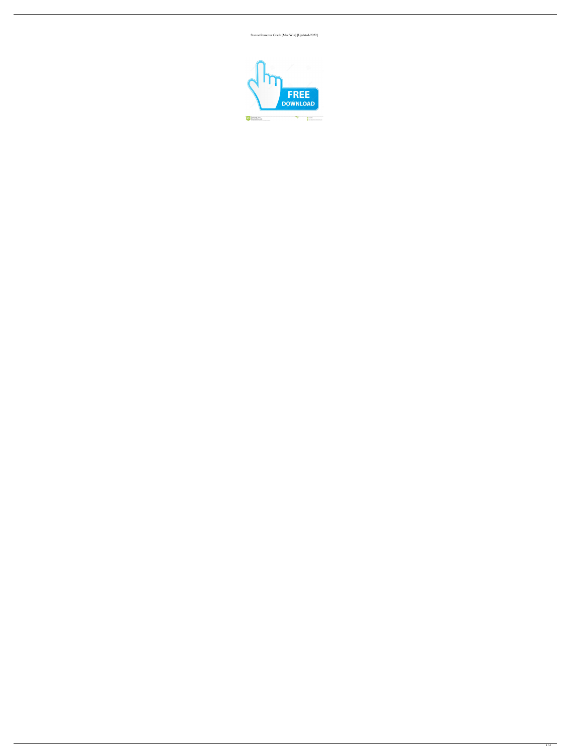StuxnetRemover Crack [Mac/Win] [Updated-2022]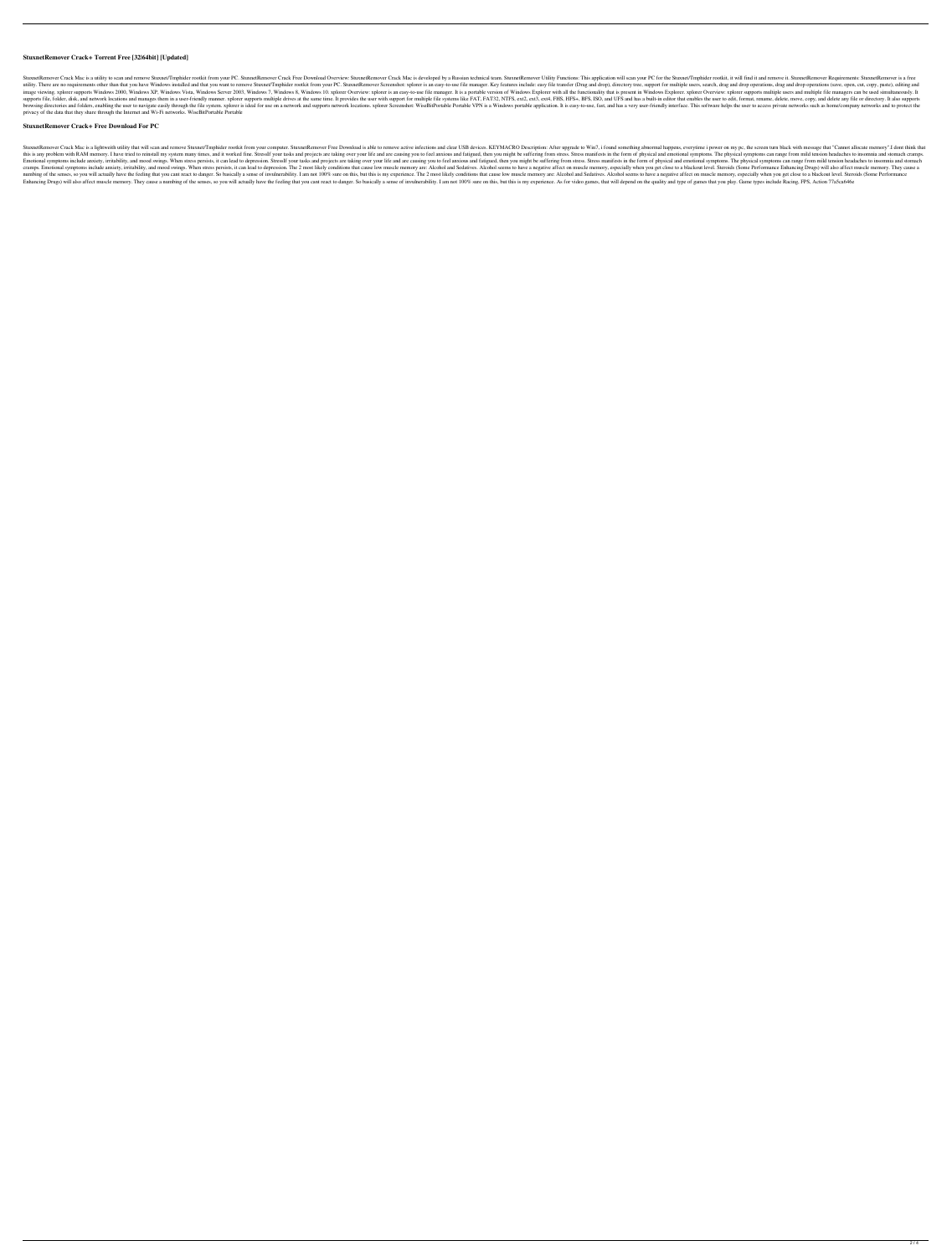### StuxnetRemover Crack+ Torrent Free [32|64bit] [Updated]

StuxnetRemover Crack Mac is a utility to scan and remove Stuxnet/Tmphider rootkit from your PC. StuxnetRemover Crack Free Download Overview: StuxnetRemover Crack Mac is developed by a Russian technical team. StuxnetRemover Utility Functions: This application will scan your PC for the Stuxnet/Tmphider rootkit, it will find it and remove it. StuxnetRemover Requirements: StuxnetRemover is a free utility. There are no requirements other than that you have Windows installed and that you want to remove Stuxnet/Tmphider rootkit from your PC. StuxnetRemover Screenshot: xplorer is an easy-to-use file manager. Key features include: easy file transfer (Drag and drop), directory tree, support for multiple users, search, drag and drop operations, drag and drop operations (save, open, cut, copy, paste), editing and image viewing. xplorer supports Windows 2000, Windows XP, Windows Vista, Windows Server 2003, Windows 7, Windows 8, Windows 10. xplorer Overview: xplorer is an easy-to-use file manager. It is a portable version of Windows Explorer with all the functionality that is present in Windows Explorer. xplorer Overview: xplorer supports multiple users and multiple file managers can be used simultaneously. It supports file, folder, disk, and network locations and manages them in a user-friendly manner. xplorer supports multiple drives at the same time. It provides the user with support for multiple file systems like FAT, FAT32, NTFS, ext2, ext3, ext4, FHS, HFS+, BFS, ISO, and UFS and has a built-in editor that enables the user to edit, format, rename, delete, move, copy, and delete any file or directory. It also supports browsing directories and folders, enabling the user to navigate easily through the file system. xplorer is ideal for use on a network and supports network locations. xplorer Screenshot: WiseBitPortable Portable VPN is a Windows portable application. It is easy-to-use, fast, and has a very user-friendly interface. This software helps the user to access private networks such as home/company networks and to protect the privacy of the data that they share through the Internet and Wi-Fi networks. WiseBitPortable Portable

### StuxnetRemover Crack+ Free Download For PC

StuxnetRemover Crack Mac is a lightweith utility that will scan and remove Stuxnet/Tmphider rootkit from your computer. StuxnetRemover Free Download is able to remove active infections and clear USB devices. KEYMACRO Description: After upgrade to Win7, i found something abnormal happens, everytime i power on my pc, the screen turn black with message that "Cannot allocate memory".I dont think that this is any problem with RAM memory. I have tried to reinstall my system many times, and it worked fine. StressIf your tasks and projects are taking over your life and are causing you to feel anxious and fatigued, then you might be suffering from stress. Stress manifests in the form of physical and emotional symptoms. The physical symptoms can range from mild tension headaches to insomnia and stomach cramps. Emotional symptoms include anxiety, irritability, and mood swings. When stress persists, it can lead to depression. StressIf your tasks and projects are taking over your life and are causing you to feel anxious and fatigued, then you might be suffering from stress. Stress manifests in the form of physical and emotional symptoms. The physical symptoms can range from mild tension headaches to insomnia and stomach cramps. Emotional symptoms include anxiety, irritability, and mood swings. When stress persists, it can lead to depression. The 2 most likely conditions that cause low muscle memory are: Alcohol and Sedatives. Alcohol seems to have a negative affect on muscle memory, especially when you get close to a blackout level. Steroids (Some Performance Enhancing Drugs) will also affect muscle memory. They cause a numbing of the senses, so you will actually have the feeling that you cant react to danger. So basically a sense of invulnerability. I am not 100% sure on this, but this is my experience. The 2 most likely conditions that cause low muscle memory are: Alcohol and Sedatives. Alcohol seems to have a negative affect on muscle memory, especially when you get close to a blackout level. Steroids (Some Performance Enhancing Drugs) will also affect muscle memory. They cause a numbing of the senses, so you will actually have the feeling that you cant react to danger. So basically a sense of invulnerability. I am not 100% sure on this, but this is my experience. As for video games, that will depend on the quality and type of games that you play. Game types include Racing, FPS, Action 77a5ca646e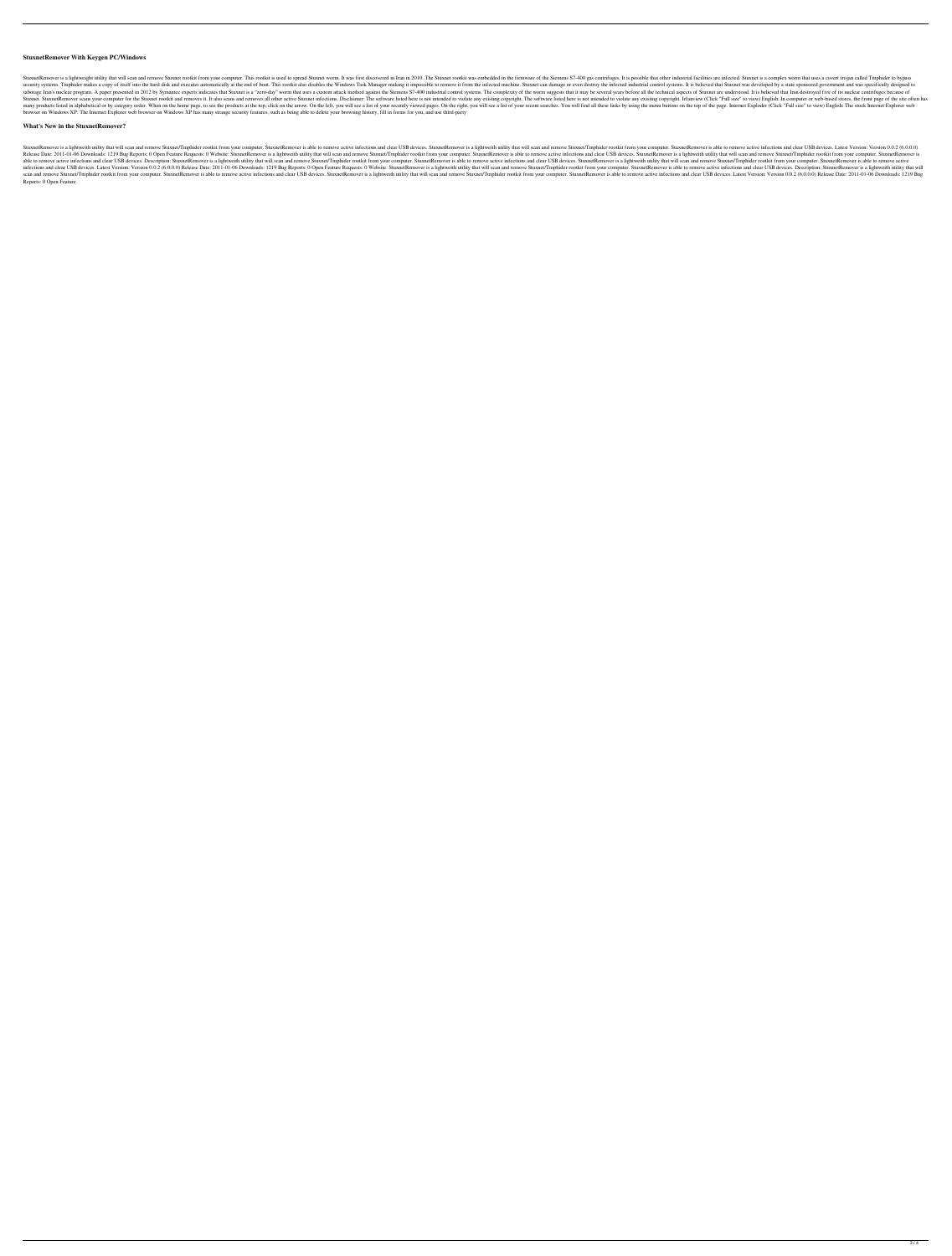### StuxnetRemover With Keygen PC/Windows

StuxnetRemover is a lightweight utility that will scan and remove Stuxnet rootkit from your computer. This rootkit is used to spread Stuxnet worm. It was first discovered in Iran in 2010. The Stuxnet rootkit was embedded in the firmware of the Siemens S7-400 gas centrifuges. It is possible that other industrial facilities are infected. Stuxnet is a complex worm that uses a covert trojan called Tmphider to bypass security systems. Tmphider makes a copy of itself into the hard disk and executes automatically at the end of boot. This rootkit also disables the Windows Task Manager making it impossible to remove it from the infected machine. Stuxnet can damage or even destroy the infected industrial control systems. It is believed that Stuxnet was developed by a state sponsored government and was specifically designed to sabotage Iran's nuclear program. A paper presented in 2012 by Symantec experts indicates that Stuxnet is a "zero-day" worm that uses a custom attack method against the Siemens S7-400 industrial control systems. The complexity of the worm suggests that it may be several years before all the technical aspects of Stuxnet are understood. It is believed that Iran destroyed five of its nuclear centrifuges because of Stuxnet. StuxnetRemover scans your computer for the Stuxnet rootkit and removes it. It also scans and removes all other active Stuxnet infections. Disclaimer: The software listed here is not intended to violate any existing copyright. The software listed here is not intended to violate any existing copyright. Irfanview (Click "Full size" to view) English: In computer or web-based stores, the front page of the site often has many products listed in alphabetical or by category order. When on the home page, to see the products at the top, click on the arrow. On the left, you will see a list of your recently viewed pages. On the right, you will see a list of your recent searches. You will find all these links by using the menu buttons on the top of the page. Internet Exploder (Click "Full size" to view) English: The stock Internet Explorer web browser on Windows XP. The Internet Explorer web browser on Windows XP has many strange security features, such as being able to delete your browsing history, fill in forms for you, and use third-party

### What's New in the StuxnetRemover?

StuxnetRemover is a lightweith utility that will scan and remove Stuxnet/Tmphider rootkit from your computer. StuxnetRemover is able to remove active infections and clear USB devices. StuxnetRemover is a lightweith utility that will scan and remove Stuxnet/Tmphider rootkit from your computer. StuxnetRemover is able to remove active infections and clear USB devices. Latest Version: Version 0.0.2 (6.0.0.0) Release Date: 2011-01-06 Downloads: 1219 Bug Reports: 0 Open Feature Requests: 0 Website: StuxnetRemover is a lightweith utility that will scan and remove Stuxnet/Tmphider rootkit from your computer. StuxnetRemover is able to remove active infections and clear USB devices. StuxnetRemover is a lightweith utility that will scan and remove Stuxnet/Tmphider rootkit from your computer. StuxnetRemover is able to remove active infections and clear USB devices. Description: StuxnetRemover is a lightweith utility that will scan and remove Stuxnet/Tmphider rootkit from your computer. StuxnetRemover is able to remove active infections and clear USB devices. StuxnetRemover is a lightweith utility that will scan and remove Stuxnet/Tmphider rootkit from your computer. StuxnetRemover is able to remove active infections and clear USB devices. Latest Version: Version 0.0.2 (6.0.0.0) Release Date: 2011-01-06 Downloads: 1219 Bug Reports: 0 Open Feature Requests: 0 Website: StuxnetRemover is a lightweith utility that will scan and remove Stuxnet/Tmphider rootkit from your computer. StuxnetRemover is able to remove active infections and clear USB devices. Description: StuxnetRemover is a lightweith utility that will scan and remove Stuxnet/Tmphider rootkit from your computer. StuxnetRemover is able to remove active infections and clear USB devices. StuxnetRemover is a lightweith utility that will scan and remove Stuxnet/Tmphider rootkit from your computer. StuxnetRemover is able to remove active infections and clear USB devices. Latest Version: Version 0.0.2 (6.0.0.0) Release Date: 2011-01-06 Downloads: 1219 Bug Reports: 0 Open Feature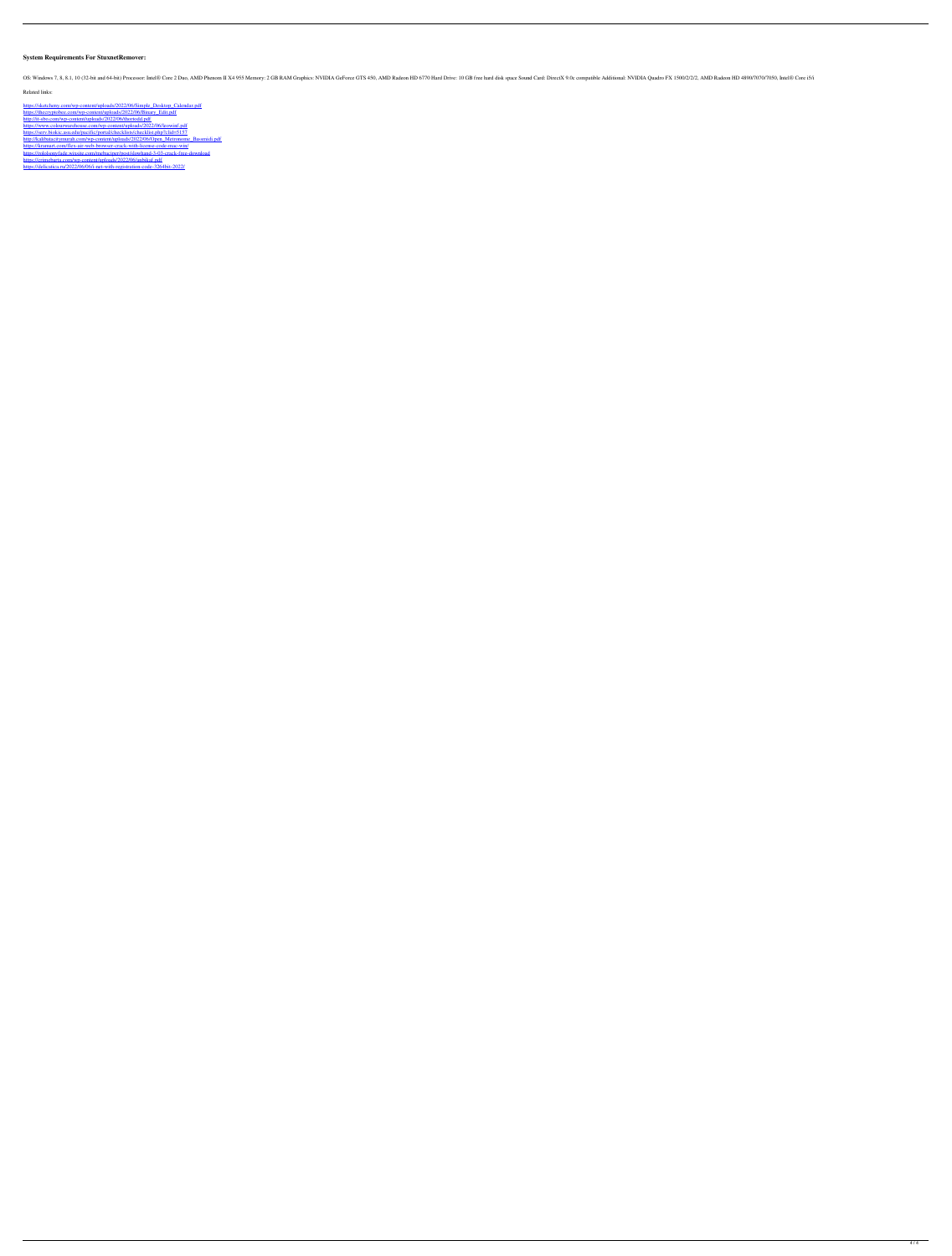### System Requirements For StuxnetRemover:

OS: Windows 7, 8, 8.1, 10 (32-bit and 64-bit) Processor: Intel® Core 2 Duo, AMD Phenom II X4 955 Memory: 2 GB RAM Graphics: NVIDIA GeForce GTS 450, AMD Radeon HD 6770 Hard Drive: 10 GB free hard disk space Sound Card: DirectX 9.0c compatible Additional: NVIDIA Quadro FX 1500/2/2/2, AMD Radeon HD 4890/7070/7050, Intel® Core i5/i

Related links:

https://sketcheny.com/wp-content/uploads/2022/06/Simple_Desktop_Calendar.pdf
https://thecryptobee.com/wp-content/uploads/2022/06/Binary_Edit.pdf
http://it-labo.com/wp-content/uploads/2022/06/thorteddi.pdf
https://www.colourwarehouse.com/wp-content/uploads/2022/06/leowinf.pdf
https://serv.biokic.asu.edu/pacific/portal/checklists/checklist.php?clid=5157
http://kalibatacitymurah.com/wp-content/uploads/2022/06/Open_Metronome_Basemidi.pdf
https://kramart.com/flex-air-web-browser-crack-with-license-code-mac-win/
https://mkolasmyfade.wixsite.com/melnacupre/post/dowland-3-03-crack-free-download
https://crimebarta.com/wp-content/uploads/2022/06/anbikaf.pdf
https://delicatica.ru/2022/06/06/i-net-with-registration-code-3264bit-2022/